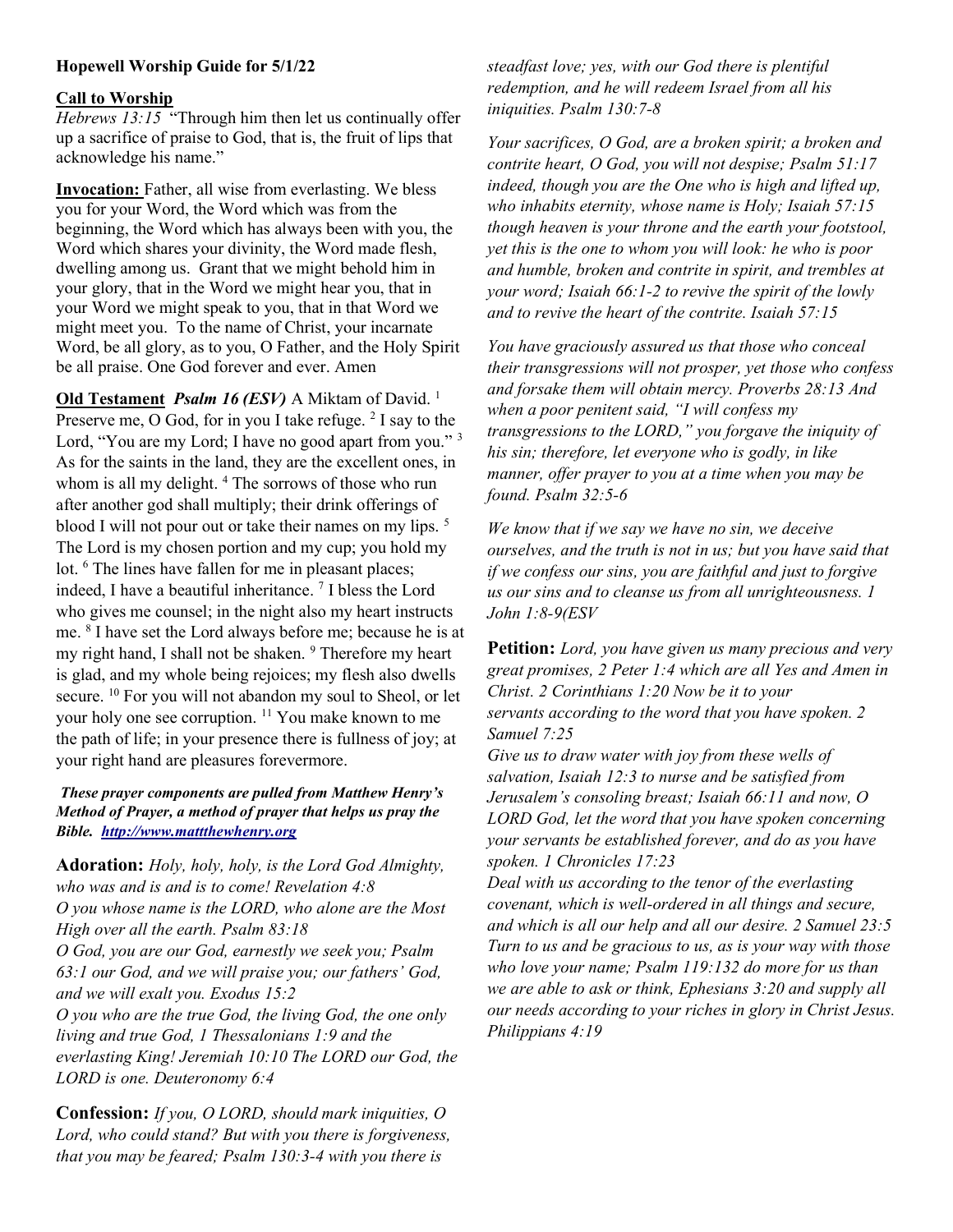**Hopewell Worship Guide for 5/1/22**

**Call to Worship**

*Hebrews 13:15* "Through him then let us continually offer up a sacrifice of praise to God, that is, the fruit of lips that acknowledge his name."

**Invocation:** Father, all wise from everlasting. We bless you for your Word, the Word which was from the beginning, the Word which has always been with you, the Word which shares your divinity, the Word made flesh, dwelling among us. Grant that we might behold him in your glory, that in the Word we might hear you, that in your Word we might speak to you, that in that Word we might meet you. To the name of Christ, your incarnate Word, be all glory, as to you, O Father, and the Holy Spirit be all praise. One God forever and ever. Amen

**Old Testament** ***Psalm 16 (ESV)*** A Miktam of David. [1] Preserve me, O God, for in you I take refuge. [2] I say to the Lord, "You are my Lord; I have no good apart from you." [3] As for the saints in the land, they are the excellent ones, in whom is all my delight. [4] The sorrows of those who run after another god shall multiply; their drink offerings of blood I will not pour out or take their names on my lips. [5] The Lord is my chosen portion and my cup; you hold my lot. [6] The lines have fallen for me in pleasant places; indeed, I have a beautiful inheritance. [7] I bless the Lord who gives me counsel; in the night also my heart instructs me. [8] I have set the Lord always before me; because he is at my right hand, I shall not be shaken. [9] Therefore my heart is glad, and my whole being rejoices; my flesh also dwells secure. [10] For you will not abandon my soul to Sheol, or let your holy one see corruption. [11] You make known to me the path of life; in your presence there is fullness of joy; at your right hand are pleasures forevermore.

***These prayer components are pulled from Matthew Henry's Method of Prayer, a method of prayer that helps us pray the Bible. [http://www.mattthewhenry.org](http://www.mattthewhenry.org)***

**Adoration:** *Holy, holy, holy, is the Lord God Almighty, who was and is and is to come! Revelation 4:8*
*O you whose name is the LORD, who alone are the Most High over all the earth. Psalm 83:18*
*O God, you are our God, earnestly we seek you; Psalm 63:1 our God, and we will praise you; our fathers' God, and we will exalt you. Exodus 15:2*
*O you who are the true God, the living God, the one only living and true God, 1 Thessalonians 1:9 and the everlasting King! Jeremiah 10:10 The LORD our God, the LORD is one. Deuteronomy 6:4*

**Confession:** *If you, O LORD, should mark iniquities, O Lord, who could stand? But with you there is forgiveness, that you may be feared; Psalm 130:3-4 with you there is steadfast love; yes, with our God there is plentiful redemption, and he will redeem Israel from all his iniquities. Psalm 130:7-8*

*Your sacrifices, O God, are a broken spirit; a broken and contrite heart, O God, you will not despise; Psalm 51:17 indeed, though you are the One who is high and lifted up, who inhabits eternity, whose name is Holy; Isaiah 57:15 though heaven is your throne and the earth your footstool, yet this is the one to whom you will look: he who is poor and humble, broken and contrite in spirit, and trembles at your word; Isaiah 66:1-2 to revive the spirit of the lowly and to revive the heart of the contrite. Isaiah 57:15*

*You have graciously assured us that those who conceal their transgressions will not prosper, yet those who confess and forsake them will obtain mercy. Proverbs 28:13 And when a poor penitent said, "I will confess my transgressions to the LORD," you forgave the iniquity of his sin; therefore, let everyone who is godly, in like manner, offer prayer to you at a time when you may be found. Psalm 32:5-6*

*We know that if we say we have no sin, we deceive ourselves, and the truth is not in us; but you have said that if we confess our sins, you are faithful and just to forgive us our sins and to cleanse us from all unrighteousness. 1 John 1:8-9(ESV*

**Petition:** *Lord, you have given us many precious and very great promises, 2 Peter 1:4 which are all Yes and Amen in Christ. 2 Corinthians 1:20 Now be it to your servants according to the word that you have spoken. 2 Samuel 7:25*
*Give us to draw water with joy from these wells of salvation, Isaiah 12:3 to nurse and be satisfied from Jerusalem's consoling breast; Isaiah 66:11 and now, O LORD God, let the word that you have spoken concerning your servants be established forever, and do as you have spoken. 1 Chronicles 17:23*
*Deal with us according to the tenor of the everlasting covenant, which is well-ordered in all things and secure, and which is all our help and all our desire. 2 Samuel 23:5 Turn to us and be gracious to us, as is your way with those who love your name; Psalm 119:132 do more for us than we are able to ask or think, Ephesians 3:20 and supply all our needs according to your riches in glory in Christ Jesus. Philippians 4:19*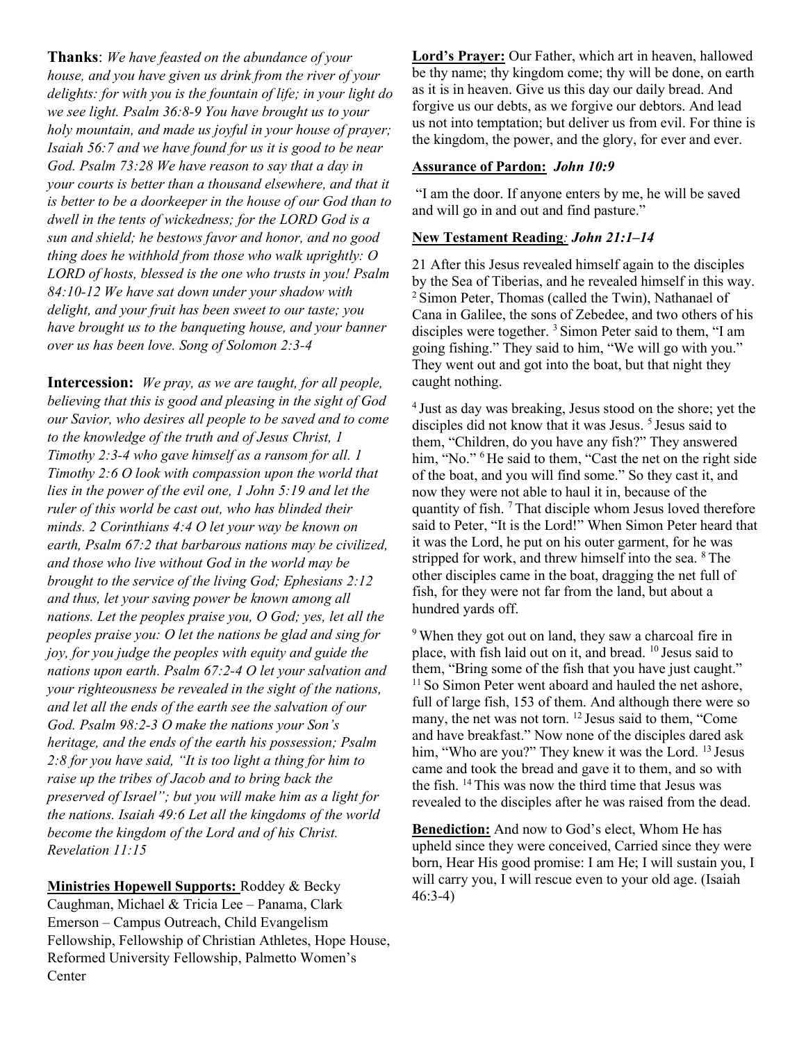**Thanks**: *We have feasted on the abundance of your house, and you have given us drink from the river of your delights: for with you is the fountain of life; in your light do we see light. Psalm 36:8-9 You have brought us to your holy mountain, and made us joyful in your house of prayer; Isaiah 56:7 and we have found for us it is good to be near God. Psalm 73:28 We have reason to say that a day in your courts is better than a thousand elsewhere, and that it is better to be a doorkeeper in the house of our God than to dwell in the tents of wickedness; for the LORD God is a sun and shield; he bestows favor and honor, and no good thing does he withhold from those who walk uprightly: O LORD of hosts, blessed is the one who trusts in you! Psalm 84:10-12 We have sat down under your shadow with delight, and your fruit has been sweet to our taste; you have brought us to the banqueting house, and your banner over us has been love. Song of Solomon 2:3-4*

**Intercession:** *We pray, as we are taught, for all people, believing that this is good and pleasing in the sight of God our Savior, who desires all people to be saved and to come to the knowledge of the truth and of Jesus Christ, 1 Timothy 2:3-4 who gave himself as a ransom for all. 1 Timothy 2:6 O look with compassion upon the world that lies in the power of the evil one, 1 John 5:19 and let the ruler of this world be cast out, who has blinded their minds. 2 Corinthians 4:4 O let your way be known on earth, Psalm 67:2 that barbarous nations may be civilized, and those who live without God in the world may be brought to the service of the living God; Ephesians 2:12 and thus, let your saving power be known among all nations. Let the peoples praise you, O God; yes, let all the peoples praise you: O let the nations be glad and sing for joy, for you judge the peoples with equity and guide the nations upon earth. Psalm 67:2-4 O let your salvation and your righteousness be revealed in the sight of the nations, and let all the ends of the earth see the salvation of our God. Psalm 98:2-3 O make the nations your Son's heritage, and the ends of the earth his possession; Psalm 2:8 for you have said, "It is too light a thing for him to raise up the tribes of Jacob and to bring back the preserved of Israel"; but you will make him as a light for the nations. Isaiah 49:6 Let all the kingdoms of the world become the kingdom of the Lord and of his Christ. Revelation 11:15*

**Ministries Hopewell Supports:** Roddey & Becky Caughman, Michael & Tricia Lee – Panama, Clark Emerson – Campus Outreach, Child Evangelism Fellowship, Fellowship of Christian Athletes, Hope House, Reformed University Fellowship, Palmetto Women's Center

**Lord's Prayer:** Our Father, which art in heaven, hallowed be thy name; thy kingdom come; thy will be done, on earth as it is in heaven. Give us this day our daily bread. And forgive us our debts, as we forgive our debtors. And lead us not into temptation; but deliver us from evil. For thine is the kingdom, the power, and the glory, for ever and ever.

**Assurance of Pardon:** ***John 10:9***

"I am the door. If anyone enters by me, he will be saved and will go in and out and find pasture."

**New Testament Reading*:*** ***John 21:1–14***

21 After this Jesus revealed himself again to the disciples by the Sea of Tiberias, and he revealed himself in this way. [2] Simon Peter, Thomas (called the Twin), Nathanael of Cana in Galilee, the sons of Zebedee, and two others of his disciples were together. [3] Simon Peter said to them, "I am going fishing." They said to him, "We will go with you." They went out and got into the boat, but that night they caught nothing.

[4] Just as day was breaking, Jesus stood on the shore; yet the disciples did not know that it was Jesus. [5] Jesus said to them, "Children, do you have any fish?" They answered him, "No." [6] He said to them, "Cast the net on the right side of the boat, and you will find some." So they cast it, and now they were not able to haul it in, because of the quantity of fish. [7] That disciple whom Jesus loved therefore said to Peter, "It is the Lord!" When Simon Peter heard that it was the Lord, he put on his outer garment, for he was stripped for work, and threw himself into the sea. [8] The other disciples came in the boat, dragging the net full of fish, for they were not far from the land, but about a hundred yards off.

[9] When they got out on land, they saw a charcoal fire in place, with fish laid out on it, and bread. [10] Jesus said to them, "Bring some of the fish that you have just caught." [11] So Simon Peter went aboard and hauled the net ashore, full of large fish, 153 of them. And although there were so many, the net was not torn. [12] Jesus said to them, "Come and have breakfast." Now none of the disciples dared ask him, "Who are you?" They knew it was the Lord. [13] Jesus came and took the bread and gave it to them, and so with the fish. [14] This was now the third time that Jesus was revealed to the disciples after he was raised from the dead.

**Benediction:** And now to God's elect, Whom He has upheld since they were conceived, Carried since they were born, Hear His good promise: I am He; I will sustain you, I will carry you, I will rescue even to your old age. (Isaiah 46:3-4)